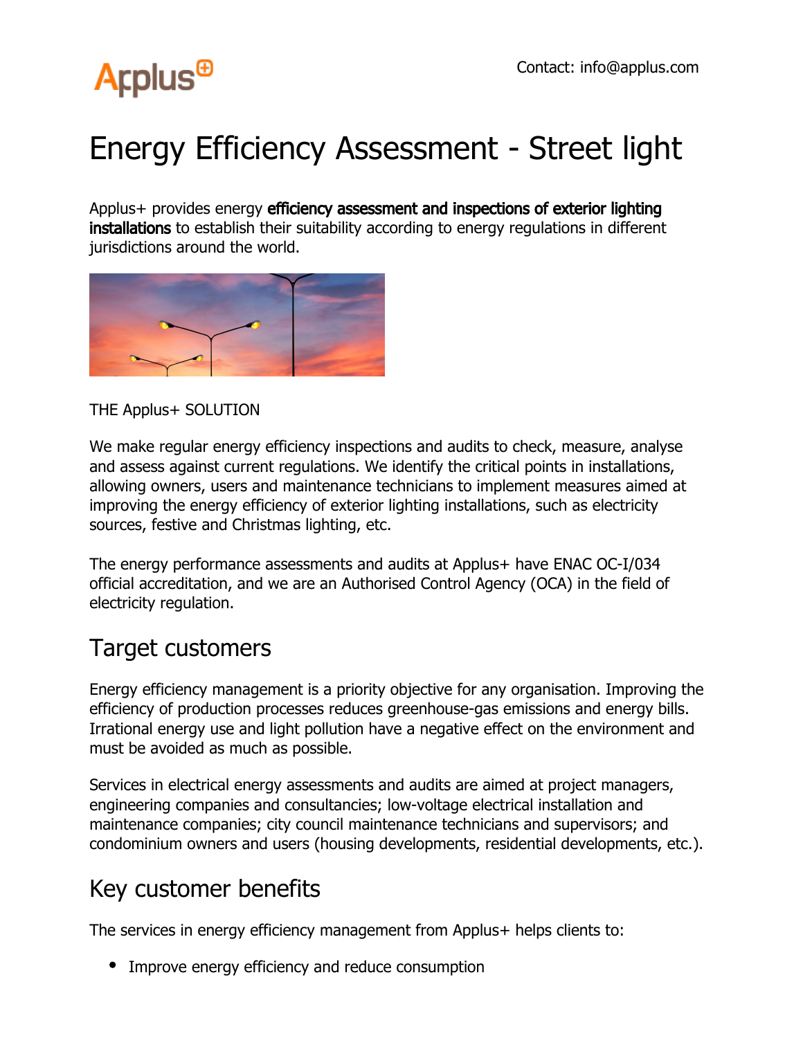Contact: info@applus.com

# Energy Efficiency Assessment - Street light

Applus+ provides energy **efficiency assessment and inspections of exterior lighting installations** to establish their suitability according to energy regulations in different jurisdictions around the world.

THE Applus+ SOLUTION

We make regular energy efficiency inspections and audits to check, measure, analyse and assess against current regulations. We identify the critical points in installations, allowing owners, users and maintenance technicians to implement measures aimed at improving the energy efficiency of exterior lighting installations, such as electricity sources, festive and Christmas lighting, etc.

The energy performance assessments and audits at Applus+ have ENAC OC-I/034 official accreditation, and we are an Authorised Control Agency (OCA) in the field of electricity regulation.

## Target customers

Energy efficiency management is a priority objective for any organisation. Improving the efficiency of production processes reduces greenhouse-gas emissions and energy bills. Irrational energy use and light pollution have a negative effect on the environment and must be avoided as much as possible.

Services in electrical energy assessments and audits are aimed at project managers, engineering companies and consultancies; low-voltage electrical installation and maintenance companies; city council maintenance technicians and supervisors; and condominium owners and users (housing developments, residential developments, etc.).

## Key customer benefits

The services in energy efficiency management from Applus+ helps clients to:

- Improve energy efficiency and reduce consumption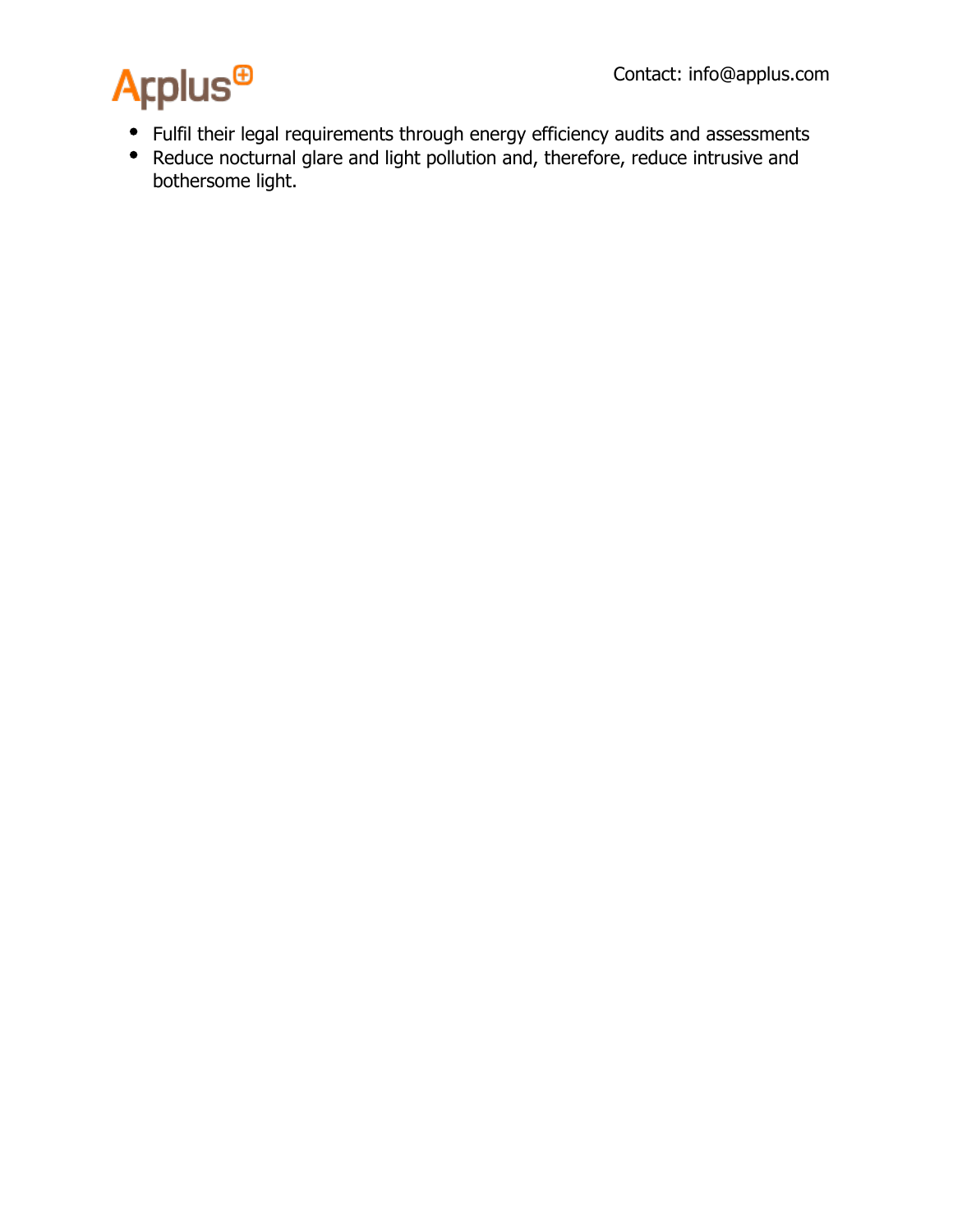- Fulfil their legal requirements through energy efficiency audits and assessments
- Reduce nocturnal glare and light pollution and, therefore, reduce intrusive and bothersome light.